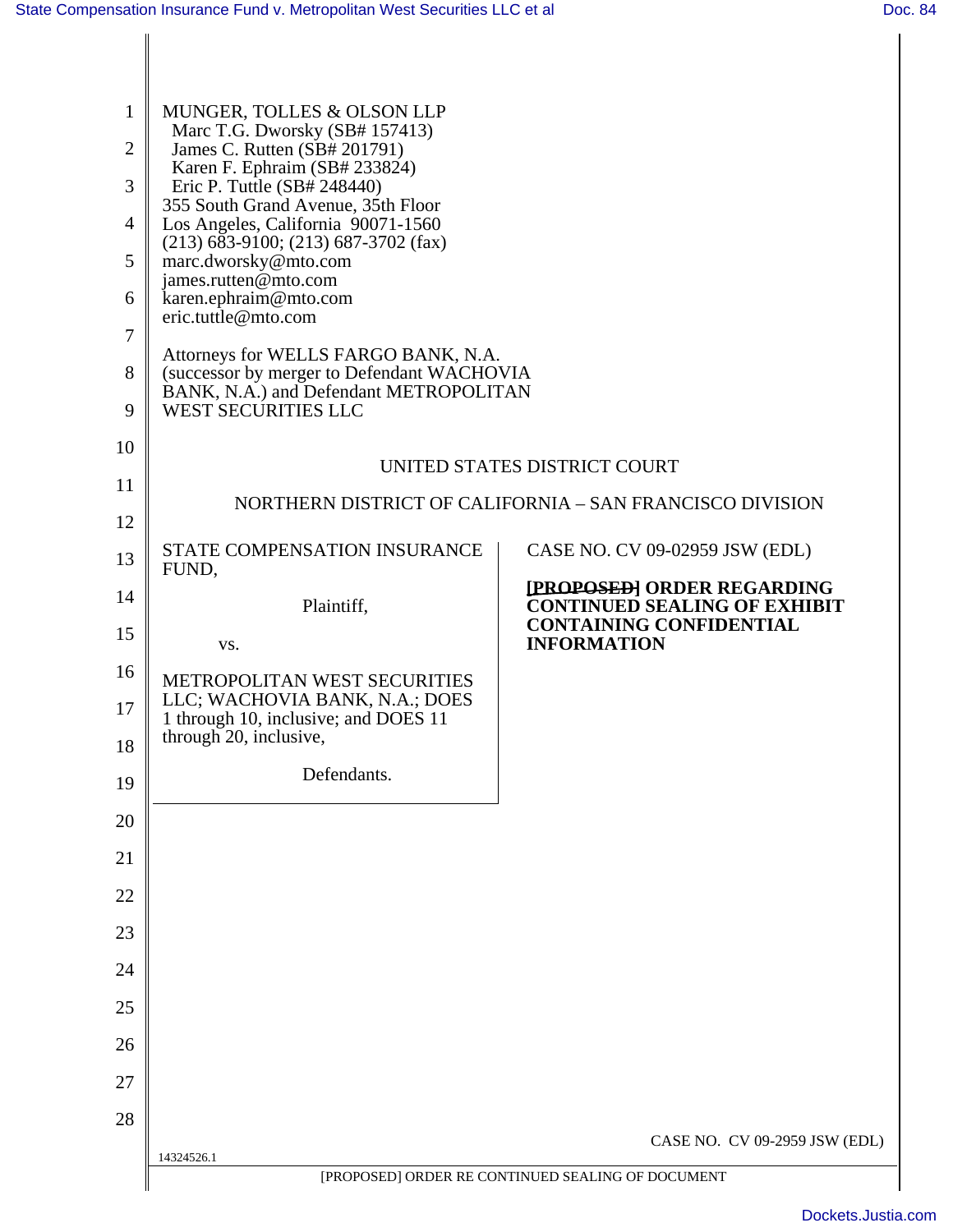MUNGER, TOLLES & OLSON LLP
Marc T.G. Dworsky (SB# 157413)
James C. Rutten (SB# 201791)
Karen F. Ephraim (SB# 233824)
Eric P. Tuttle (SB# 248440)
355 South Grand Avenue, 35th Floor
Los Angeles, California 90071-1560
(213) 683-9100; (213) 687-3702 (fax)
marc.dworsky@mto.com
james.rutten@mto.com
karen.ephraim@mto.com
eric.tuttle@mto.com

Attorneys for WELLS FARGO BANK, N.A. (successor by merger to Defendant WACHOVIA BANK, N.A.) and Defendant METROPOLITAN WEST SECURITIES LLC

UNITED STATES DISTRICT COURT

NORTHERN DISTRICT OF CALIFORNIA – SAN FRANCISCO DIVISION

STATE COMPENSATION INSURANCE FUND,

Plaintiff,

vs.

METROPOLITAN WEST SECURITIES LLC; WACHOVIA BANK, N.A.; DOES 1 through 10, inclusive; and DOES 11 through 20, inclusive,

Defendants.

CASE NO. CV 09-02959 JSW (EDL)

**~~[PROPOSED]~~ ORDER REGARDING CONTINUED SEALING OF EXHIBIT CONTAINING CONFIDENTIAL INFORMATION**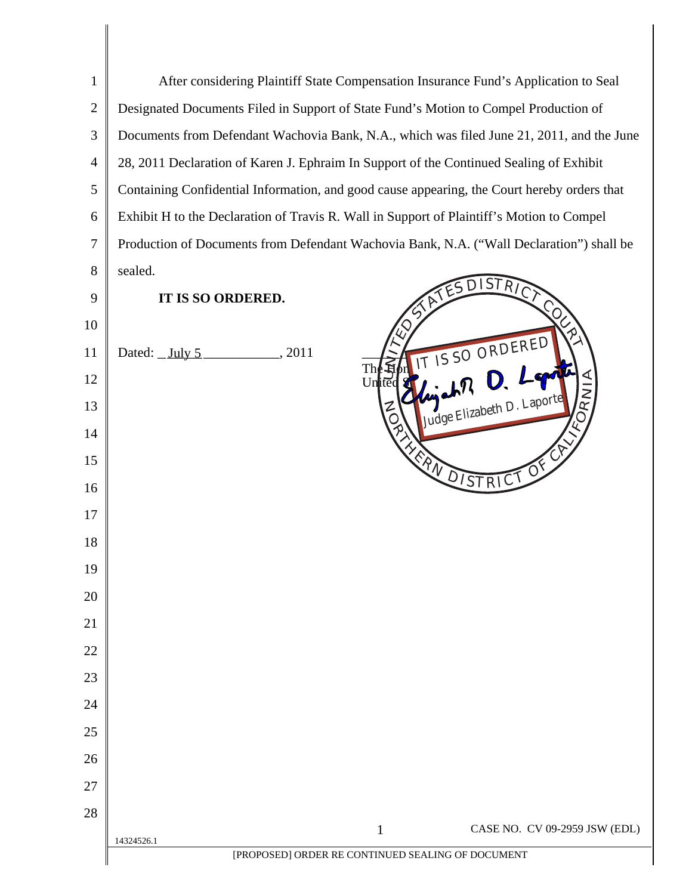After considering Plaintiff State Compensation Insurance Fund's Application to Seal Designated Documents Filed in Support of State Fund's Motion to Compel Production of Documents from Defendant Wachovia Bank, N.A., which was filed June 21, 2011, and the June 28, 2011 Declaration of Karen J. Ephraim In Support of the Continued Sealing of Exhibit Containing Confidential Information, and good cause appearing, the Court hereby orders that Exhibit H to the Declaration of Travis R. Wall in Support of Plaintiff's Motion to Compel Production of Documents from Defendant Wachovia Bank, N.A. ("Wall Declaration") shall be sealed.

**IT IS SO ORDERED.**

Dated: July 5, 2011

UNITED STATES DISTRICT COURT
NORTHERN DISTRICT OF CALIFORNIA
IT IS SO ORDERED
Elizabeth D. Laporte
Judge Elizabeth D. Laporte

The Hon
United S

14324526.1

CASE NO. CV 09-2959 JSW (EDL)

[PROPOSED] ORDER RE CONTINUED SEALING OF DOCUMENT